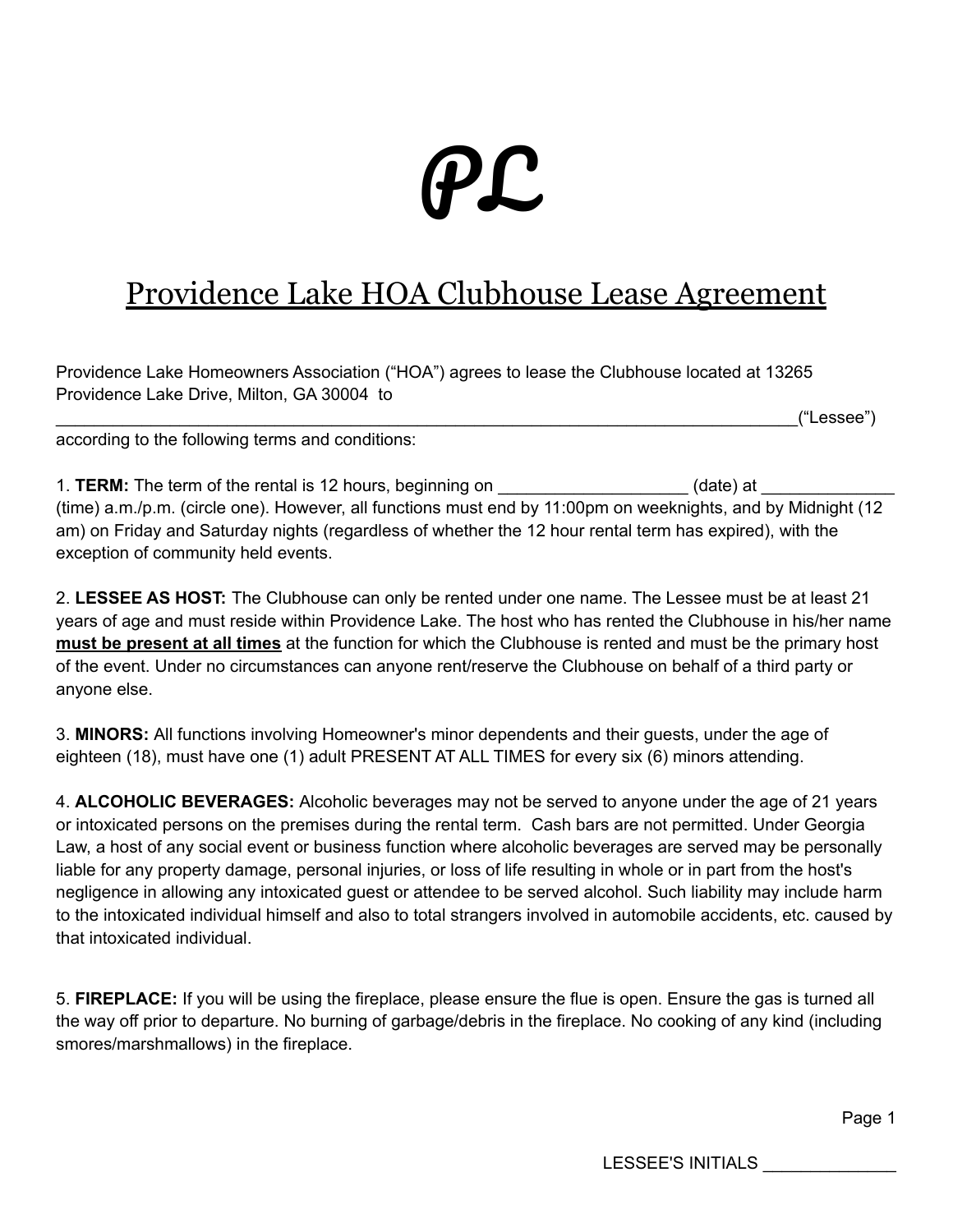# PL

## Providence Lake HOA Clubhouse Lease Agreement

Providence Lake Homeowners Association ("HOA") agrees to lease the Clubhouse located at 13265 Providence Lake Drive, Milton, GA 30004 to ________________________________________________________________________________("Lessee") according to the following terms and conditions:

1. **TERM:** The term of the rental is 12 hours, beginning on ____________________ (date) at ______________ (time) a.m./p.m. (circle one). However, all functions must end by 11:00pm on weeknights, and by Midnight (12 am) on Friday and Saturday nights (regardless of whether the 12 hour rental term has expired), with the exception of community held events.

2. **LESSEE AS HOST:** The Clubhouse can only be rented under one name. The Lessee must be at least 21 years of age and must reside within Providence Lake. The host who has rented the Clubhouse in his/her name **must be present at all times** at the function for which the Clubhouse is rented and must be the primary host of the event. Under no circumstances can anyone rent/reserve the Clubhouse on behalf of a third party or anyone else.

3. **MINORS:** All functions involving Homeowner's minor dependents and their guests, under the age of eighteen (18), must have one (1) adult PRESENT AT ALL TIMES for every six (6) minors attending.

4. **ALCOHOLIC BEVERAGES:** Alcoholic beverages may not be served to anyone under the age of 21 years or intoxicated persons on the premises during the rental term. Cash bars are not permitted. Under Georgia Law, a host of any social event or business function where alcoholic beverages are served may be personally liable for any property damage, personal injuries, or loss of life resulting in whole or in part from the host's negligence in allowing any intoxicated guest or attendee to be served alcohol. Such liability may include harm to the intoxicated individual himself and also to total strangers involved in automobile accidents, etc. caused by that intoxicated individual.

5. **FIREPLACE:** If you will be using the fireplace, please ensure the flue is open. Ensure the gas is turned all the way off prior to departure. No burning of garbage/debris in the fireplace. No cooking of any kind (including smores/marshmallows) in the fireplace.

LESSEE'S INITIALS ______________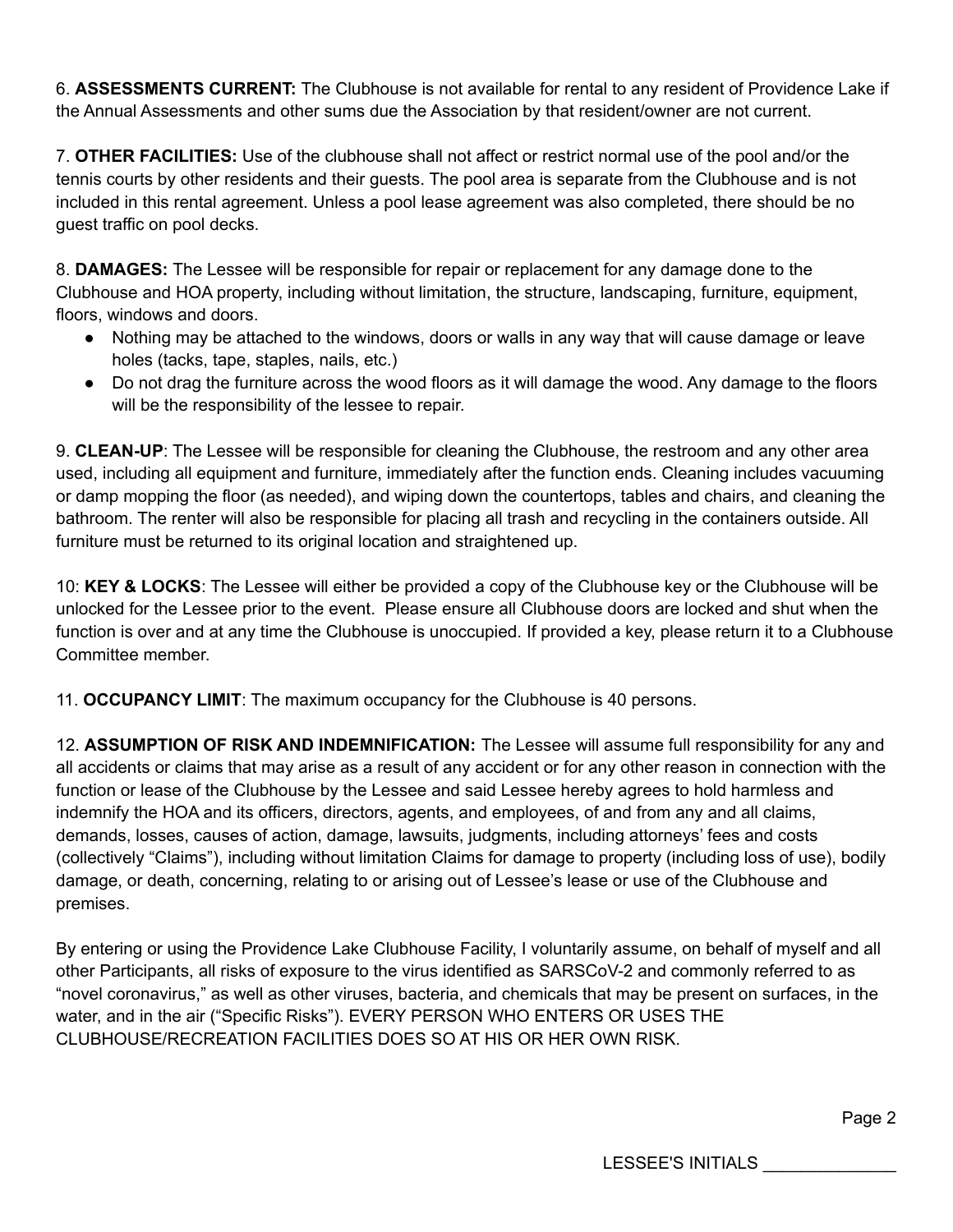6. **ASSESSMENTS CURRENT:** The Clubhouse is not available for rental to any resident of Providence Lake if the Annual Assessments and other sums due the Association by that resident/owner are not current.

7. **OTHER FACILITIES:** Use of the clubhouse shall not affect or restrict normal use of the pool and/or the tennis courts by other residents and their guests. The pool area is separate from the Clubhouse and is not included in this rental agreement. Unless a pool lease agreement was also completed, there should be no guest traffic on pool decks.

8. **DAMAGES:** The Lessee will be responsible for repair or replacement for any damage done to the Clubhouse and HOA property, including without limitation, the structure, landscaping, furniture, equipment, floors, windows and doors.

- Nothing may be attached to the windows, doors or walls in any way that will cause damage or leave holes (tacks, tape, staples, nails, etc.)
- Do not drag the furniture across the wood floors as it will damage the wood. Any damage to the floors will be the responsibility of the lessee to repair.

9. **CLEAN-UP**: The Lessee will be responsible for cleaning the Clubhouse, the restroom and any other area used, including all equipment and furniture, immediately after the function ends. Cleaning includes vacuuming or damp mopping the floor (as needed), and wiping down the countertops, tables and chairs, and cleaning the bathroom. The renter will also be responsible for placing all trash and recycling in the containers outside. All furniture must be returned to its original location and straightened up.

10: **KEY & LOCKS**: The Lessee will either be provided a copy of the Clubhouse key or the Clubhouse will be unlocked for the Lessee prior to the event. Please ensure all Clubhouse doors are locked and shut when the function is over and at any time the Clubhouse is unoccupied. If provided a key, please return it to a Clubhouse Committee member.

11. **OCCUPANCY LIMIT**: The maximum occupancy for the Clubhouse is 40 persons.

12. **ASSUMPTION OF RISK AND INDEMNIFICATION:** The Lessee will assume full responsibility for any and all accidents or claims that may arise as a result of any accident or for any other reason in connection with the function or lease of the Clubhouse by the Lessee and said Lessee hereby agrees to hold harmless and indemnify the HOA and its officers, directors, agents, and employees, of and from any and all claims, demands, losses, causes of action, damage, lawsuits, judgments, including attorneys' fees and costs (collectively "Claims"), including without limitation Claims for damage to property (including loss of use), bodily damage, or death, concerning, relating to or arising out of Lessee's lease or use of the Clubhouse and premises.

By entering or using the Providence Lake Clubhouse Facility, I voluntarily assume, on behalf of myself and all other Participants, all risks of exposure to the virus identified as SARSCoV-2 and commonly referred to as "novel coronavirus," as well as other viruses, bacteria, and chemicals that may be present on surfaces, in the water, and in the air ("Specific Risks"). EVERY PERSON WHO ENTERS OR USES THE CLUBHOUSE/RECREATION FACILITIES DOES SO AT HIS OR HER OWN RISK.

LESSEE'S INITIALS ______________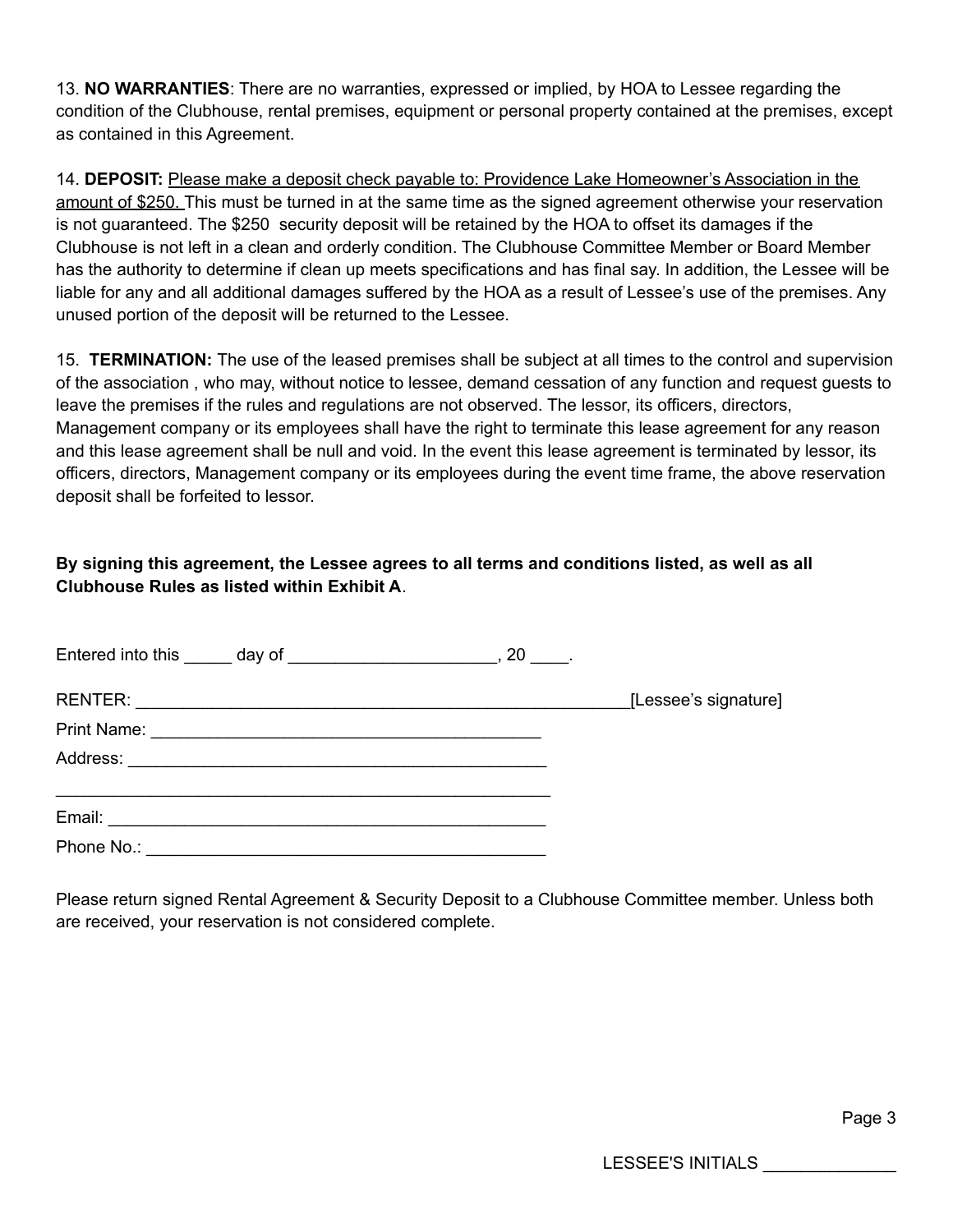13. **NO WARRANTIES**: There are no warranties, expressed or implied, by HOA to Lessee regarding the condition of the Clubhouse, rental premises, equipment or personal property contained at the premises, except as contained in this Agreement.

14. **DEPOSIT:** <u>Please make a deposit check payable to: Providence Lake Homeowner's Association in the amount of $250.</u> This must be turned in at the same time as the signed agreement otherwise your reservation is not guaranteed. The $250 security deposit will be retained by the HOA to offset its damages if the Clubhouse is not left in a clean and orderly condition. The Clubhouse Committee Member or Board Member has the authority to determine if clean up meets specifications and has final say. In addition, the Lessee will be liable for any and all additional damages suffered by the HOA as a result of Lessee's use of the premises. Any unused portion of the deposit will be returned to the Lessee.

15. **TERMINATION:** The use of the leased premises shall be subject at all times to the control and supervision of the association , who may, without notice to lessee, demand cessation of any function and request guests to leave the premises if the rules and regulations are not observed. The lessor, its officers, directors, Management company or its employees shall have the right to terminate this lease agreement for any reason and this lease agreement shall be null and void. In the event this lease agreement is terminated by lessor, its officers, directors, Management company or its employees during the event time frame, the above reservation deposit shall be forfeited to lessor.

**By signing this agreement, the Lessee agrees to all terms and conditions listed, as well as all Clubhouse Rules as listed within Exhibit A**.

Entered into this _____ day of ______________________, 20 ____.

RENTER: ______________________________________________________[Lessee's signature]

Print Name: __________________________________________

Address: ______________________________________________

______________________________________________________

Email: ________________________________________________

Phone No.: ____________________________________________

Please return signed Rental Agreement & Security Deposit to a Clubhouse Committee member. Unless both are received, your reservation is not considered complete.

LESSEE'S INITIALS ______________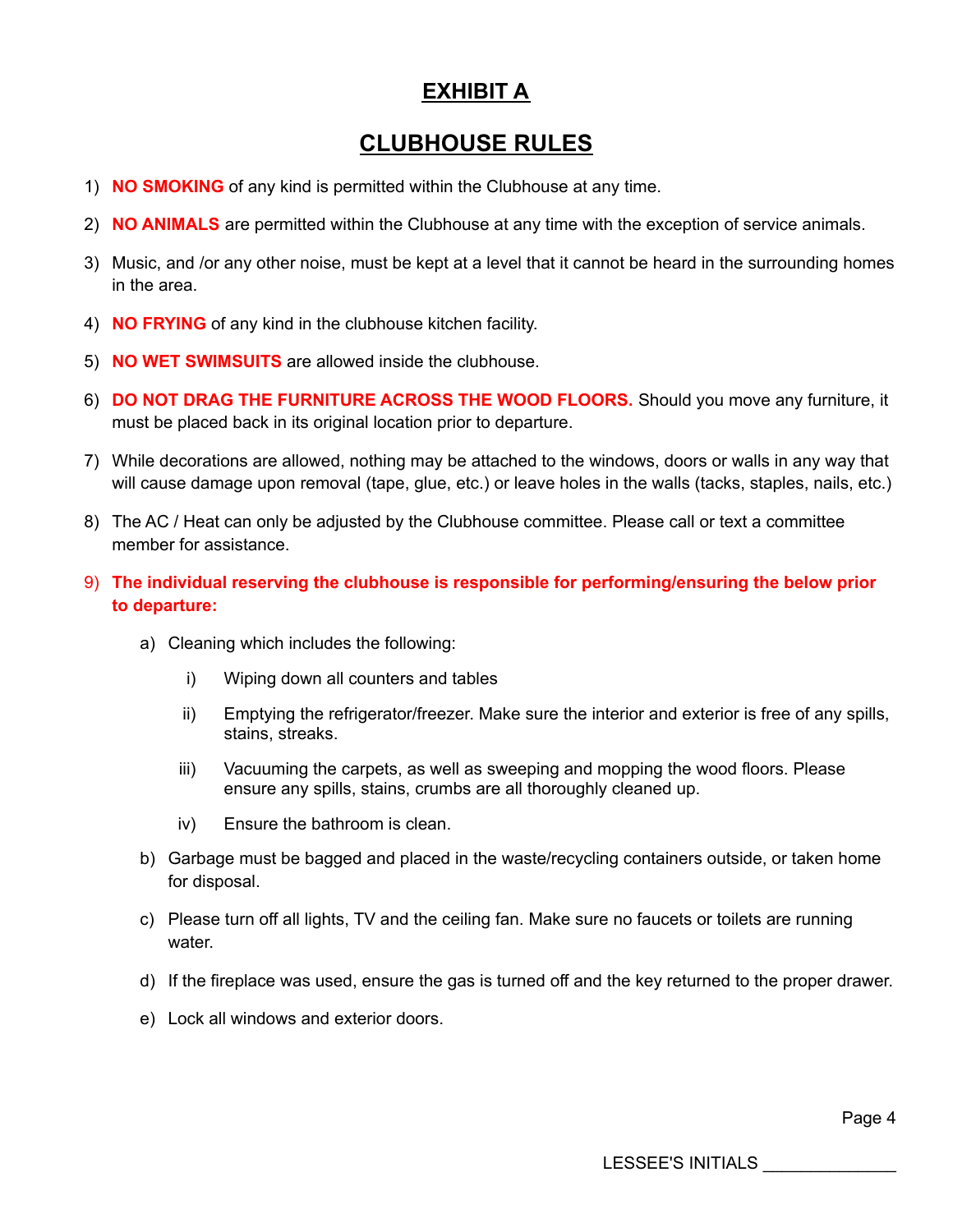# EXHIBIT A

## CLUBHOUSE RULES

1) **NO SMOKING** of any kind is permitted within the Clubhouse at any time.

2) **NO ANIMALS** are permitted within the Clubhouse at any time with the exception of service animals.

3) Music, and /or any other noise, must be kept at a level that it cannot be heard in the surrounding homes in the area.

4) **NO FRYING** of any kind in the clubhouse kitchen facility.

5) **NO WET SWIMSUITS** are allowed inside the clubhouse.

6) **DO NOT DRAG THE FURNITURE ACROSS THE WOOD FLOORS.** Should you move any furniture, it must be placed back in its original location prior to departure.

7) While decorations are allowed, nothing may be attached to the windows, doors or walls in any way that will cause damage upon removal (tape, glue, etc.) or leave holes in the walls (tacks, staples, nails, etc.)

8) The AC / Heat can only be adjusted by the Clubhouse committee. Please call or text a committee member for assistance.

9) **The individual reserving the clubhouse is responsible for performing/ensuring the below prior to departure:**

    a) Cleaning which includes the following:

        i) Wiping down all counters and tables

        ii) Emptying the refrigerator/freezer. Make sure the interior and exterior is free of any spills, stains, streaks.

        iii) Vacuuming the carpets, as well as sweeping and mopping the wood floors. Please ensure any spills, stains, crumbs are all thoroughly cleaned up.

        iv) Ensure the bathroom is clean.

    b) Garbage must be bagged and placed in the waste/recycling containers outside, or taken home for disposal.

    c) Please turn off all lights, TV and the ceiling fan. Make sure no faucets or toilets are running water.

    d) If the fireplace was used, ensure the gas is turned off and the key returned to the proper drawer.

    e) Lock all windows and exterior doors.

LESSEE'S INITIALS ______________